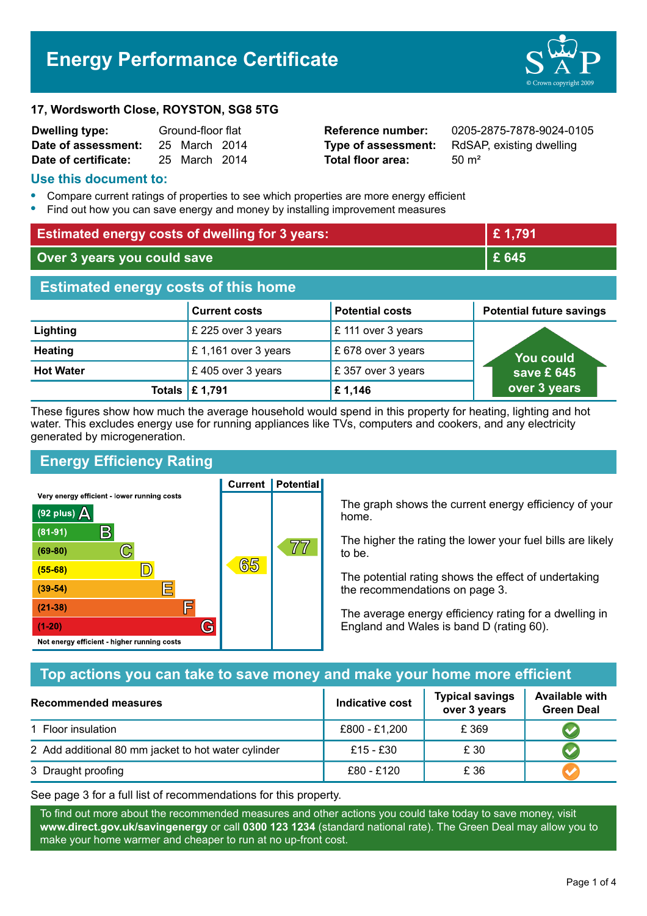# Energy Performance Certificate

**17, Wordsworth Close, ROYSTON, SG8 5TG**

| | | | |
|---|---|---|---|
| **Dwelling type:** | Ground-floor flat | **Reference number:** | 0205-2875-7878-9024-0105 |
| **Date of assessment:** | 25 March 2014 | **Type of assessment:** | RdSAP, existing dwelling |
| **Date of certificate:** | 25 March 2014 | **Total floor area:** | 50 m² |

## Use this document to:

- Compare current ratings of properties to see which properties are more energy efficient
- Find out how you can save energy and money by installing improvement measures

| | |
|---|---|
| **Estimated energy costs of dwelling for 3 years:** | **£ 1,791** |
| **Over 3 years you could save** | **£ 645** |

## Estimated energy costs of this home

| | Current costs | Potential costs | Potential future savings |
|---|---|---|---|
| **Lighting** | £ 225 over 3 years | £ 111 over 3 years | You could save £ 645 over 3 years |
| **Heating** | £ 1,161 over 3 years | £ 678 over 3 years | |
| **Hot Water** | £ 405 over 3 years | £ 357 over 3 years | |
| **Totals** | **£ 1,791** | **£ 1,146** | |

These figures show how much the average household would spend in this property for heating, lighting and hot water. This excludes energy use for running appliances like TVs, computers and cookers, and any electricity generated by microgeneration.

## Energy Efficiency Rating

| Rating | Current | Potential |
|---|---|---|
| Very energy efficient - lower running costs | | |
| (92 plus) A | | |
| (81-91) B | | |
| (69-80) C | | 77 |
| (55-68) D | 65 | |
| (39-54) E | | |
| (21-38) F | | |
| (1-20) G | | |
| Not energy efficient - higher running costs | | |

The graph shows the current energy efficiency of your home.

The higher the rating the lower your fuel bills are likely to be.

The potential rating shows the effect of undertaking the recommendations on page 3.

The average energy efficiency rating for a dwelling in England and Wales is band D (rating 60).

## Top actions you can take to save money and make your home more efficient

| Recommended measures | Indicative cost | Typical savings over 3 years | Available with Green Deal |
|---|---|---|---|
| 1 Floor insulation | £800 - £1,200 | £ 369 | ✔ |
| 2 Add additional 80 mm jacket to hot water cylinder | £15 - £30 | £ 30 | ✔ |
| 3 Draught proofing | £80 - £120 | £ 36 | ✔ |

See page 3 for a full list of recommendations for this property.

To find out more about the recommended measures and other actions you could take today to save money, visit **www.direct.gov.uk/savingenergy** or call **0300 123 1234** (standard national rate). The Green Deal may allow you to make your home warmer and cheaper to run at no up-front cost.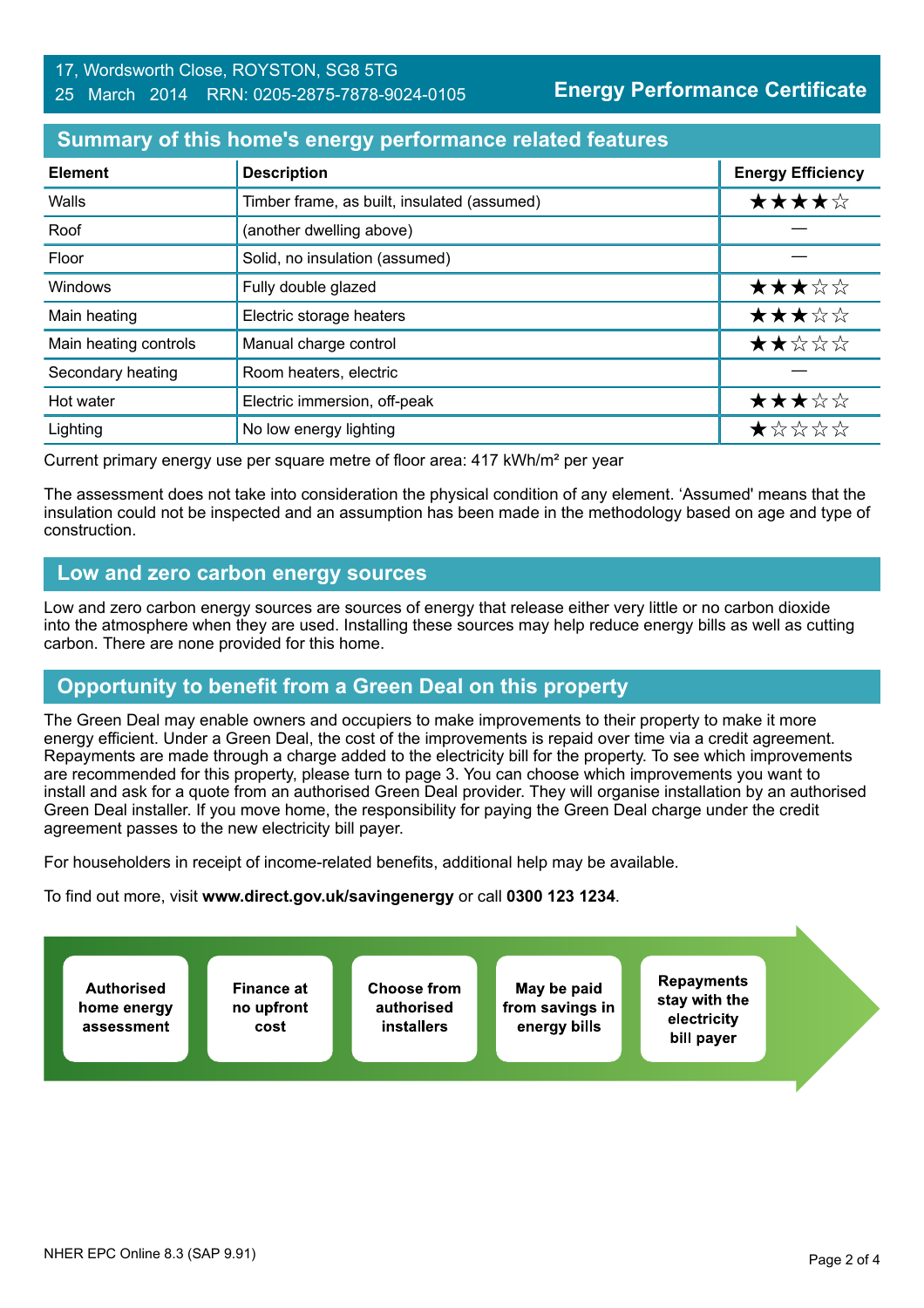17, Wordsworth Close, ROYSTON, SG8 5TG
25 March 2014 RRN: 0205-2875-7878-9024-0105

**Energy Performance Certificate**

## Summary of this home's energy performance related features

| Element | Description | Energy Efficiency |
|---|---|---|
| Walls | Timber frame, as built, insulated (assumed) | ★★★★☆ |
| Roof | (another dwelling above) | — |
| Floor | Solid, no insulation (assumed) | — |
| Windows | Fully double glazed | ★★★☆☆ |
| Main heating | Electric storage heaters | ★★★☆☆ |
| Main heating controls | Manual charge control | ★★☆☆☆ |
| Secondary heating | Room heaters, electric | — |
| Hot water | Electric immersion, off-peak | ★★★☆☆ |
| Lighting | No low energy lighting | ★☆☆☆☆ |

Current primary energy use per square metre of floor area: 417 kWh/m² per year

The assessment does not take into consideration the physical condition of any element. 'Assumed' means that the insulation could not be inspected and an assumption has been made in the methodology based on age and type of construction.

## Low and zero carbon energy sources

Low and zero carbon energy sources are sources of energy that release either very little or no carbon dioxide into the atmosphere when they are used. Installing these sources may help reduce energy bills as well as cutting carbon. There are none provided for this home.

## Opportunity to benefit from a Green Deal on this property

The Green Deal may enable owners and occupiers to make improvements to their property to make it more energy efficient. Under a Green Deal, the cost of the improvements is repaid over time via a credit agreement. Repayments are made through a charge added to the electricity bill for the property. To see which improvements are recommended for this property, please turn to page 3. You can choose which improvements you want to install and ask for a quote from an authorised Green Deal provider. They will organise installation by an authorised Green Deal installer. If you move home, the responsibility for paying the Green Deal charge under the credit agreement passes to the new electricity bill payer.

For householders in receipt of income-related benefits, additional help may be available.

To find out more, visit **www.direct.gov.uk/savingenergy** or call **0300 123 1234**.

**Authorised home energy assessment** → **Finance at no upfront cost** → **Choose from authorised installers** → **May be paid from savings in energy bills** → **Repayments stay with the electricity bill payer**

NHER EPC Online 8.3 (SAP 9.91)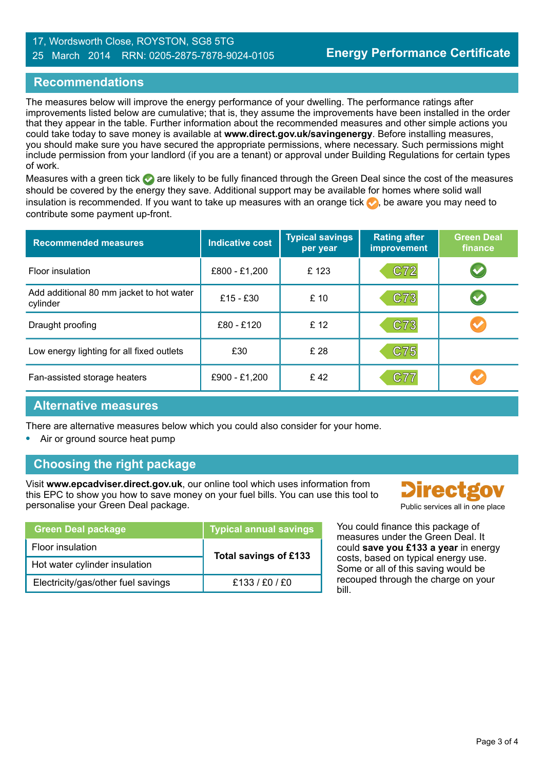17, Wordsworth Close, ROYSTON, SG8 5TG
25 March 2014 RRN: 0205-2875-7878-9024-0105

**Energy Performance Certificate**

## Recommendations

The measures below will improve the energy performance of your dwelling. The performance ratings after improvements listed below are cumulative; that is, they assume the improvements have been installed in the order that they appear in the table. Further information about the recommended measures and other simple actions you could take today to save money is available at **www.direct.gov.uk/savingenergy**. Before installing measures, you should make sure you have secured the appropriate permissions, where necessary. Such permissions might include permission from your landlord (if you are a tenant) or approval under Building Regulations for certain types of work.

Measures with a green tick ✓ are likely to be fully financed through the Green Deal since the cost of the measures should be covered by the energy they save. Additional support may be available for homes where solid wall insulation is recommended. If you want to take up measures with an orange tick ✓, be aware you may need to contribute some payment up-front.

| Recommended measures | Indicative cost | Typical savings per year | Rating after improvement | Green Deal finance |
|---|---|---|---|---|
| Floor insulation | £800 - £1,200 | £ 123 | C72 | ✓ (green) |
| Add additional 80 mm jacket to hot water cylinder | £15 - £30 | £ 10 | C73 | ✓ (green) |
| Draught proofing | £80 - £120 | £ 12 | C73 | ✓ (orange) |
| Low energy lighting for all fixed outlets | £30 | £ 28 | C75 | |
| Fan-assisted storage heaters | £900 - £1,200 | £ 42 | C77 | ✓ (orange) |

## Alternative measures

There are alternative measures below which you could also consider for your home.

- Air or ground source heat pump

## Choosing the right package

Visit **www.epcadviser.direct.gov.uk**, our online tool which uses information from this EPC to show you how to save money on your fuel bills. You can use this tool to personalise your Green Deal package.

Directgov
Public services all in one place

| Green Deal package | Typical annual savings |
|---|---|
| Floor insulation | **Total savings of £133** |
| Hot water cylinder insulation | |
| Electricity/gas/other fuel savings | £133 / £0 / £0 |

You could finance this package of measures under the Green Deal. It could **save you £133 a year** in energy costs, based on typical energy use. Some or all of this saving would be recouped through the charge on your bill.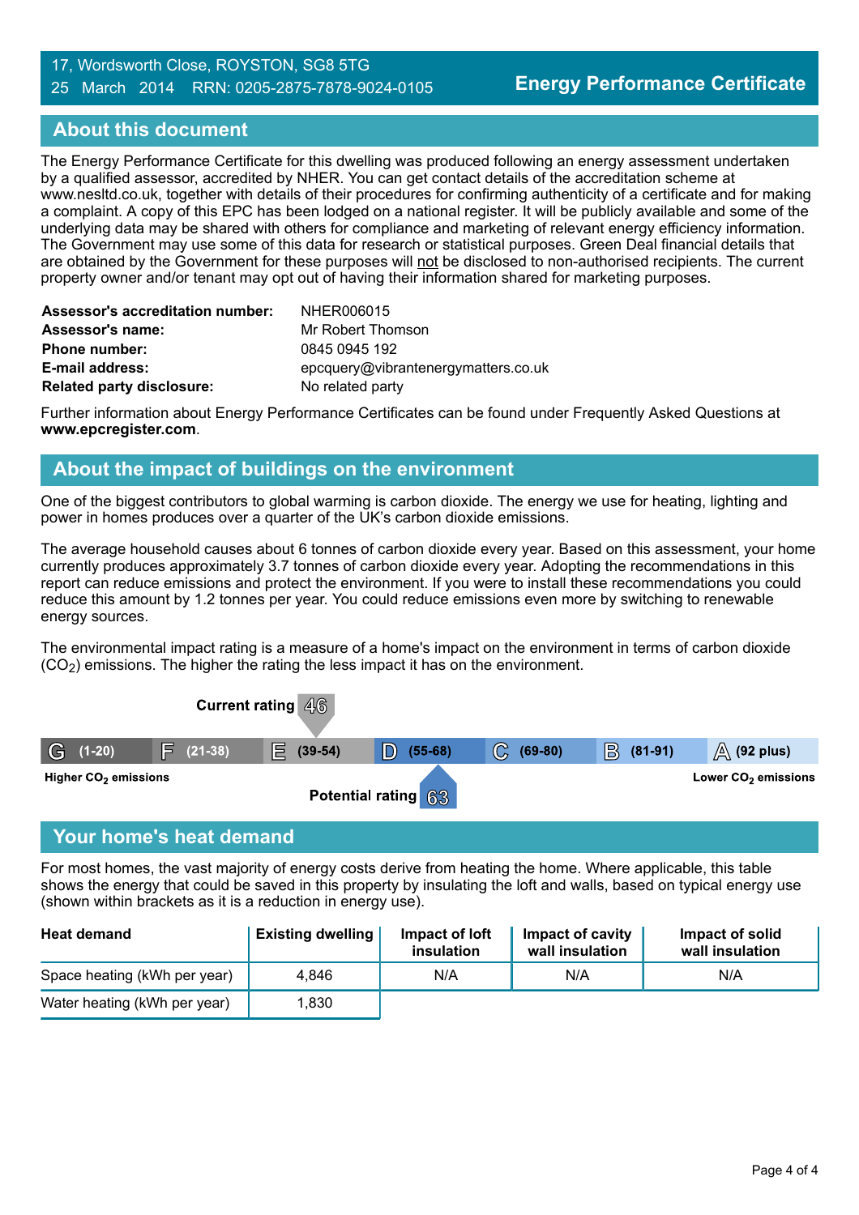17, Wordsworth Close, ROYSTON, SG8 5TG
25 March 2014 RRN: 0205-2875-7878-9024-0105

**Energy Performance Certificate**

## About this document

The Energy Performance Certificate for this dwelling was produced following an energy assessment undertaken by a qualified assessor, accredited by NHER. You can get contact details of the accreditation scheme at www.nesltd.co.uk, together with details of their procedures for confirming authenticity of a certificate and for making a complaint. A copy of this EPC has been lodged on a national register. It will be publicly available and some of the underlying data may be shared with others for compliance and marketing of relevant energy efficiency information. The Government may use some of this data for research or statistical purposes. Green Deal financial details that are obtained by the Government for these purposes will not be disclosed to non-authorised recipients. The current property owner and/or tenant may opt out of having their information shared for marketing purposes.

| | |
|---|---|
| **Assessor's accreditation number:** | NHER006015 |
| **Assessor's name:** | Mr Robert Thomson |
| **Phone number:** | 0845 0945 192 |
| **E-mail address:** | epcquery@vibrantenergymatters.co.uk |
| **Related party disclosure:** | No related party |

Further information about Energy Performance Certificates can be found under Frequently Asked Questions at **www.epcregister.com**.

## About the impact of buildings on the environment

One of the biggest contributors to global warming is carbon dioxide. The energy we use for heating, lighting and power in homes produces over a quarter of the UK's carbon dioxide emissions.

The average household causes about 6 tonnes of carbon dioxide every year. Based on this assessment, your home currently produces approximately 3.7 tonnes of carbon dioxide every year. Adopting the recommendations in this report can reduce emissions and protect the environment. If you were to install these recommendations you could reduce this amount by 1.2 tonnes per year. You could reduce emissions even more by switching to renewable energy sources.

The environmental impact rating is a measure of a home's impact on the environment in terms of carbon dioxide ($CO_2$) emissions. The higher the rating the less impact it has on the environment.

Current rating 46

G (1-20)
F (21-38)
E (39-54)
D (55-68)
C (69-80)
B (81-91)
A (92 plus)

Higher $CO_2$ emissions
Lower $CO_2$ emissions

Potential rating 63

## Your home's heat demand

For most homes, the vast majority of energy costs derive from heating the home. Where applicable, this table shows the energy that could be saved in this property by insulating the loft and walls, based on typical energy use (shown within brackets as it is a reduction in energy use).

| Heat demand | Existing dwelling | Impact of loft insulation | Impact of cavity wall insulation | Impact of solid wall insulation |
|---|---|---|---|---|
| Space heating (kWh per year) | 4,846 | N/A | N/A | N/A |
| Water heating (kWh per year) | 1,830 | | | |